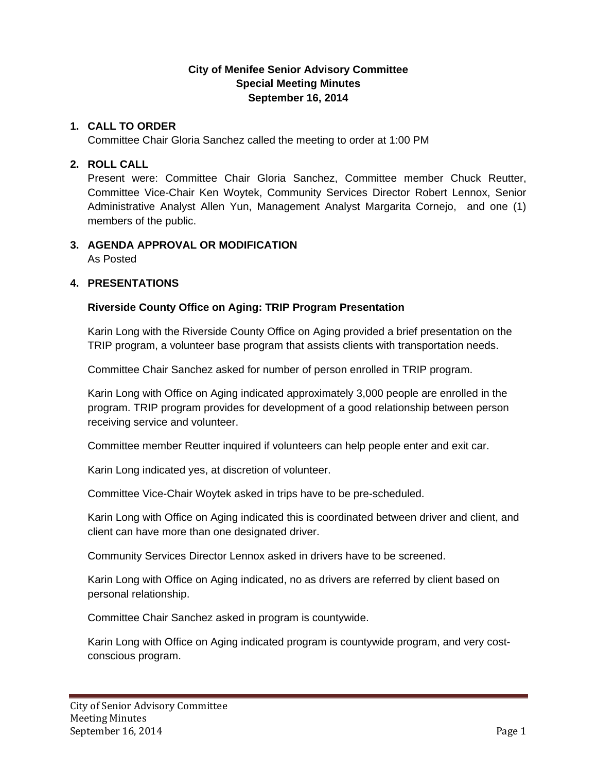**City of Menifee Senior Advisory Committee**
**Special Meeting Minutes**
**September 16, 2014**

1. **CALL TO ORDER**
   Committee Chair Gloria Sanchez called the meeting to order at 1:00 PM

2. **ROLL CALL**
   Present were: Committee Chair Gloria Sanchez, Committee member Chuck Reutter, Committee Vice-Chair Ken Woytek, Community Services Director Robert Lennox, Senior Administrative Analyst Allen Yun, Management Analyst Margarita Cornejo, and one (1) members of the public.

3. **AGENDA APPROVAL OR MODIFICATION**
   As Posted

4. **PRESENTATIONS**

   **Riverside County Office on Aging: TRIP Program Presentation**

   Karin Long with the Riverside County Office on Aging provided a brief presentation on the TRIP program, a volunteer base program that assists clients with transportation needs.

   Committee Chair Sanchez asked for number of person enrolled in TRIP program.

   Karin Long with Office on Aging indicated approximately 3,000 people are enrolled in the program. TRIP program provides for development of a good relationship between person receiving service and volunteer.

   Committee member Reutter inquired if volunteers can help people enter and exit car.

   Karin Long indicated yes, at discretion of volunteer.

   Committee Vice-Chair Woytek asked in trips have to be pre-scheduled.

   Karin Long with Office on Aging indicated this is coordinated between driver and client, and client can have more than one designated driver.

   Community Services Director Lennox asked in drivers have to be screened.

   Karin Long with Office on Aging indicated, no as drivers are referred by client based on personal relationship.

   Committee Chair Sanchez asked in program is countywide.

   Karin Long with Office on Aging indicated program is countywide program, and very cost-conscious program.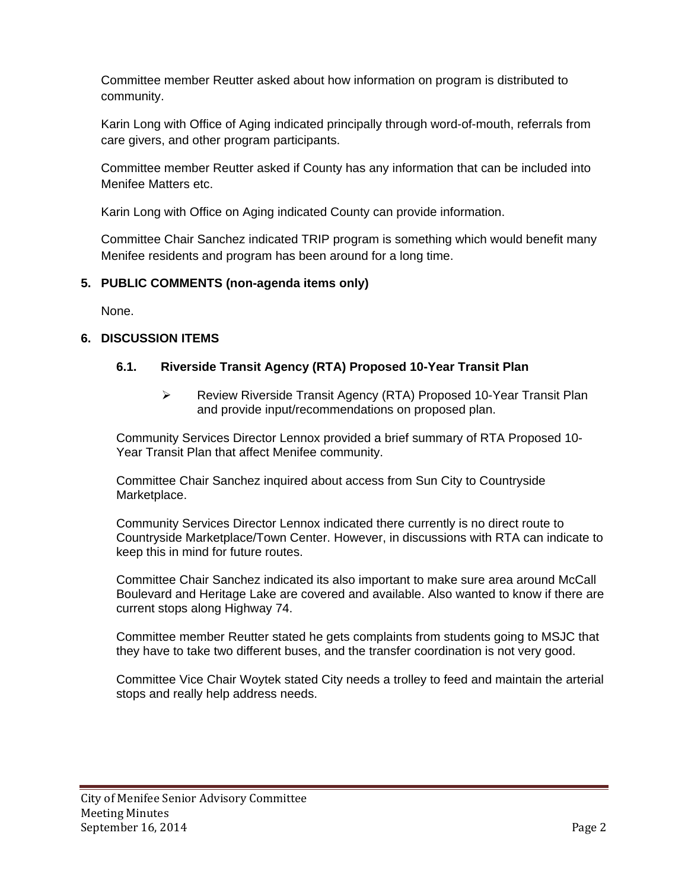Committee member Reutter asked about how information on program is distributed to community.

Karin Long with Office of Aging indicated principally through word-of-mouth, referrals from care givers, and other program participants.

Committee member Reutter asked if County has any information that can be included into Menifee Matters etc.

Karin Long with Office on Aging indicated County can provide information.

Committee Chair Sanchez indicated TRIP program is something which would benefit many Menifee residents and program has been around for a long time.

## 5. PUBLIC COMMENTS (non-agenda items only)

None.

## 6. DISCUSSION ITEMS

### 6.1. Riverside Transit Agency (RTA) Proposed 10-Year Transit Plan

- Review Riverside Transit Agency (RTA) Proposed 10-Year Transit Plan and provide input/recommendations on proposed plan.

Community Services Director Lennox provided a brief summary of RTA Proposed 10-Year Transit Plan that affect Menifee community.

Committee Chair Sanchez inquired about access from Sun City to Countryside Marketplace.

Community Services Director Lennox indicated there currently is no direct route to Countryside Marketplace/Town Center. However, in discussions with RTA can indicate to keep this in mind for future routes.

Committee Chair Sanchez indicated its also important to make sure area around McCall Boulevard and Heritage Lake are covered and available. Also wanted to know if there are current stops along Highway 74.

Committee member Reutter stated he gets complaints from students going to MSJC that they have to take two different buses, and the transfer coordination is not very good.

Committee Vice Chair Woytek stated City needs a trolley to feed and maintain the arterial stops and really help address needs.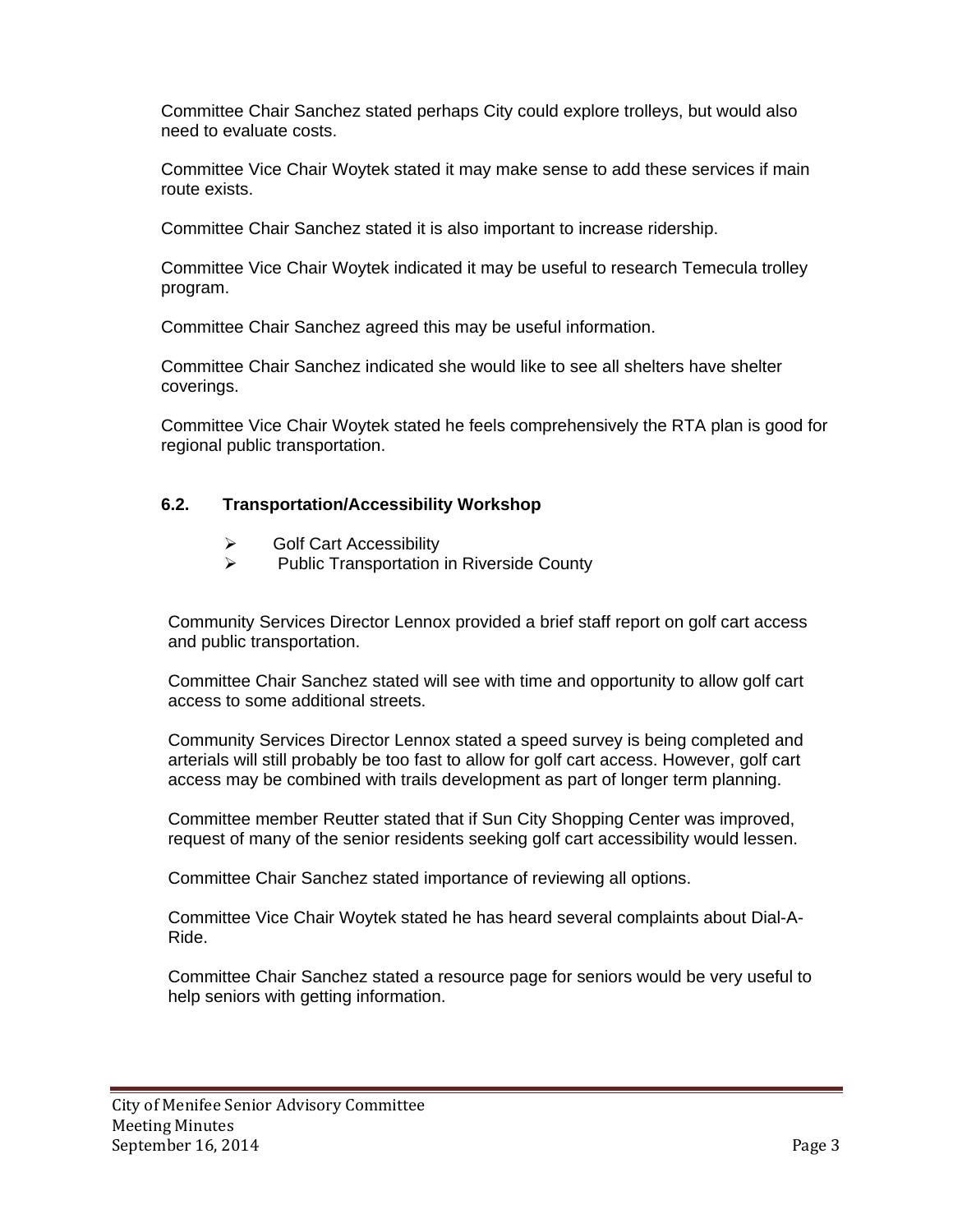Committee Chair Sanchez stated perhaps City could explore trolleys, but would also need to evaluate costs.

Committee Vice Chair Woytek stated it may make sense to add these services if main route exists.

Committee Chair Sanchez stated it is also important to increase ridership.

Committee Vice Chair Woytek indicated it may be useful to research Temecula trolley program.

Committee Chair Sanchez agreed this may be useful information.

Committee Chair Sanchez indicated she would like to see all shelters have shelter coverings.

Committee Vice Chair Woytek stated he feels comprehensively the RTA plan is good for regional public transportation.

### 6.2. Transportation/Accessibility Workshop

- Golf Cart Accessibility
- Public Transportation in Riverside County

Community Services Director Lennox provided a brief staff report on golf cart access and public transportation.

Committee Chair Sanchez stated will see with time and opportunity to allow golf cart access to some additional streets.

Community Services Director Lennox stated a speed survey is being completed and arterials will still probably be too fast to allow for golf cart access. However, golf cart access may be combined with trails development as part of longer term planning.

Committee member Reutter stated that if Sun City Shopping Center was improved, request of many of the senior residents seeking golf cart accessibility would lessen.

Committee Chair Sanchez stated importance of reviewing all options.

Committee Vice Chair Woytek stated he has heard several complaints about Dial-A-Ride.

Committee Chair Sanchez stated a resource page for seniors would be very useful to help seniors with getting information.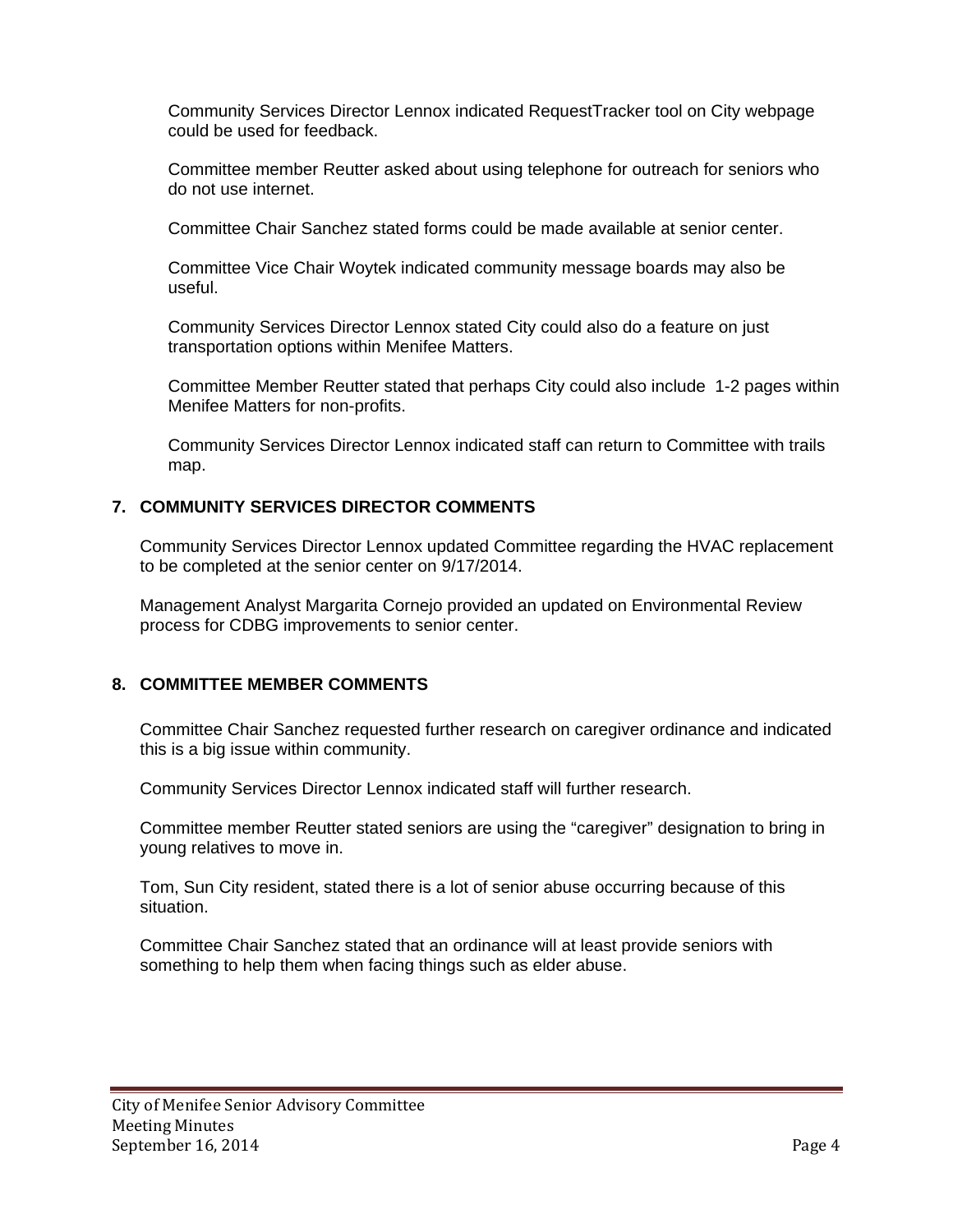Community Services Director Lennox indicated RequestTracker tool on City webpage could be used for feedback.

Committee member Reutter asked about using telephone for outreach for seniors who do not use internet.

Committee Chair Sanchez stated forms could be made available at senior center.

Committee Vice Chair Woytek indicated community message boards may also be useful.

Community Services Director Lennox stated City could also do a feature on just transportation options within Menifee Matters.

Committee Member Reutter stated that perhaps City could also include 1-2 pages within Menifee Matters for non-profits.

Community Services Director Lennox indicated staff can return to Committee with trails map.

## 7. COMMUNITY SERVICES DIRECTOR COMMENTS

Community Services Director Lennox updated Committee regarding the HVAC replacement to be completed at the senior center on 9/17/2014.

Management Analyst Margarita Cornejo provided an updated on Environmental Review process for CDBG improvements to senior center.

## 8. COMMITTEE MEMBER COMMENTS

Committee Chair Sanchez requested further research on caregiver ordinance and indicated this is a big issue within community.

Community Services Director Lennox indicated staff will further research.

Committee member Reutter stated seniors are using the "caregiver" designation to bring in young relatives to move in.

Tom, Sun City resident, stated there is a lot of senior abuse occurring because of this situation.

Committee Chair Sanchez stated that an ordinance will at least provide seniors with something to help them when facing things such as elder abuse.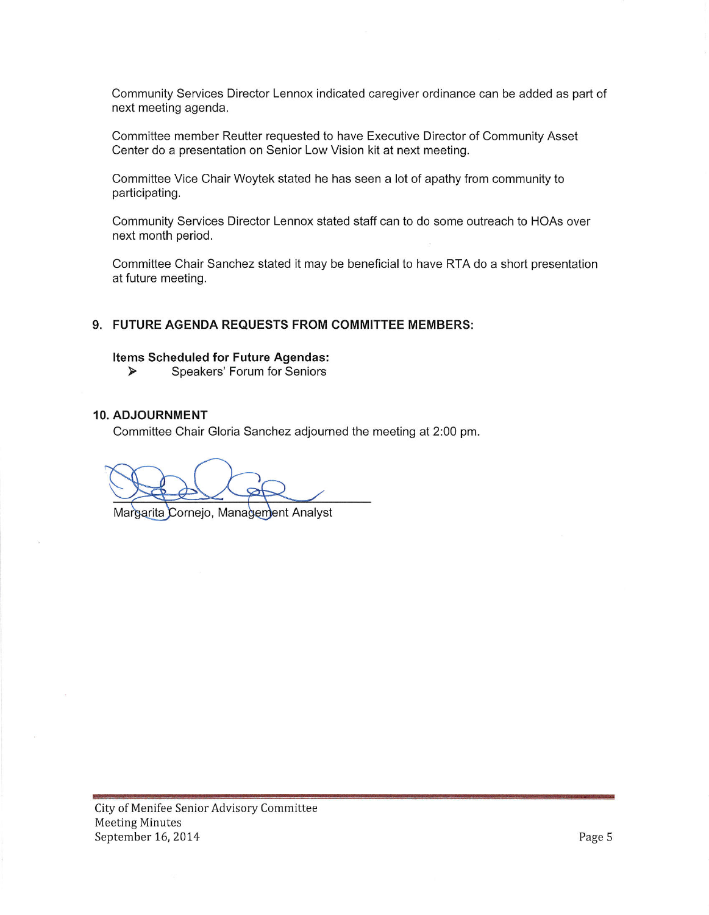Community Services Director Lennox indicated caregiver ordinance can be added as part of next meeting agenda.

Committee member Reutter requested to have Executive Director of Community Asset Center do a presentation on Senior Low Vision kit at next meeting.

Committee Vice Chair Woytek stated he has seen a lot of apathy from community to participating.

Community Services Director Lennox stated staff can to do some outreach to HOAs over next month period.

Committee Chair Sanchez stated it may be beneficial to have RTA do a short presentation at future meeting.

## 9. FUTURE AGENDA REQUESTS FROM COMMITTEE MEMBERS:

**Items Scheduled for Future Agendas:**

- Speakers' Forum for Seniors

## 10. ADJOURNMENT

Committee Chair Gloria Sanchez adjourned the meeting at 2:00 pm.

Margarita Cornejo, Management Analyst